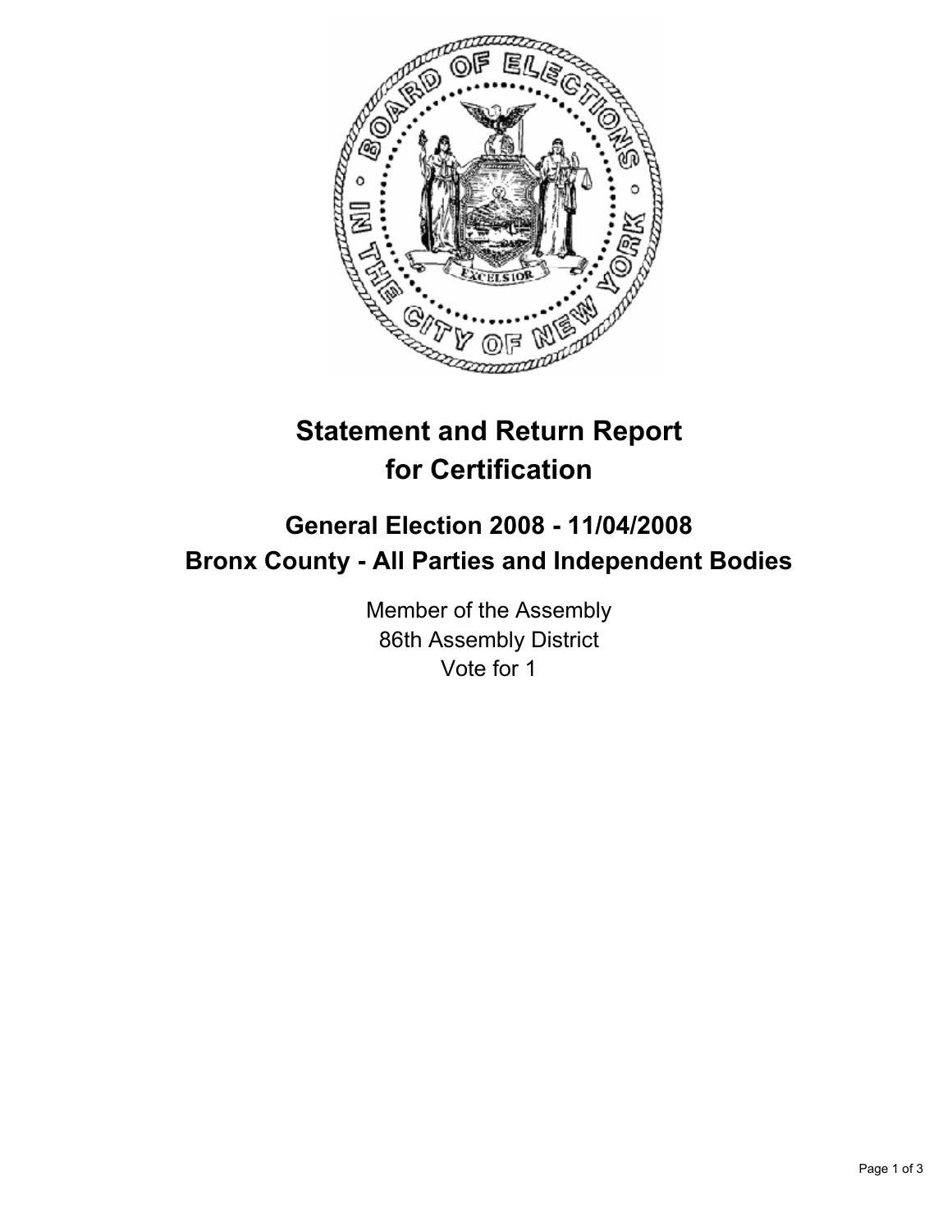# Statement and Return Report for Certification

## General Election 2008 - 11/04/2008
## Bronx County - All Parties and Independent Bodies

Member of the Assembly
86th Assembly District
Vote for 1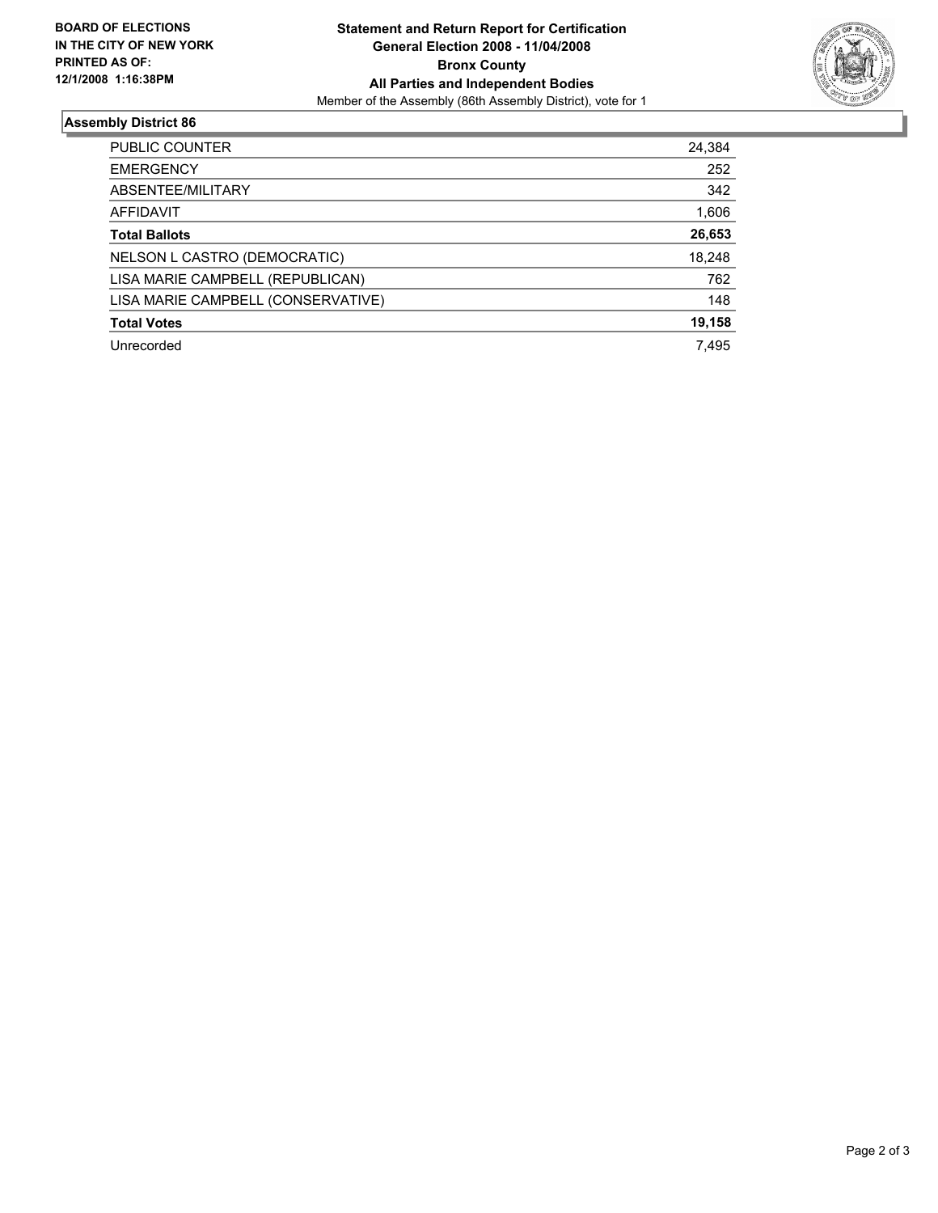**BOARD OF ELECTIONS IN THE CITY OF NEW YORK PRINTED AS OF: 12/1/2008 1:16:38PM**

# Statement and Return Report for Certification General Election 2008 - 11/04/2008 Bronx County All Parties and Independent Bodies

Member of the Assembly (86th Assembly District), vote for 1

## Assembly District 86

| | |
|---|---|
| PUBLIC COUNTER | 24,384 |
| EMERGENCY | 252 |
| ABSENTEE/MILITARY | 342 |
| AFFIDAVIT | 1,606 |
| **Total Ballots** | **26,653** |
| NELSON L CASTRO (DEMOCRATIC) | 18,248 |
| LISA MARIE CAMPBELL (REPUBLICAN) | 762 |
| LISA MARIE CAMPBELL (CONSERVATIVE) | 148 |
| **Total Votes** | **19,158** |
| Unrecorded | 7,495 |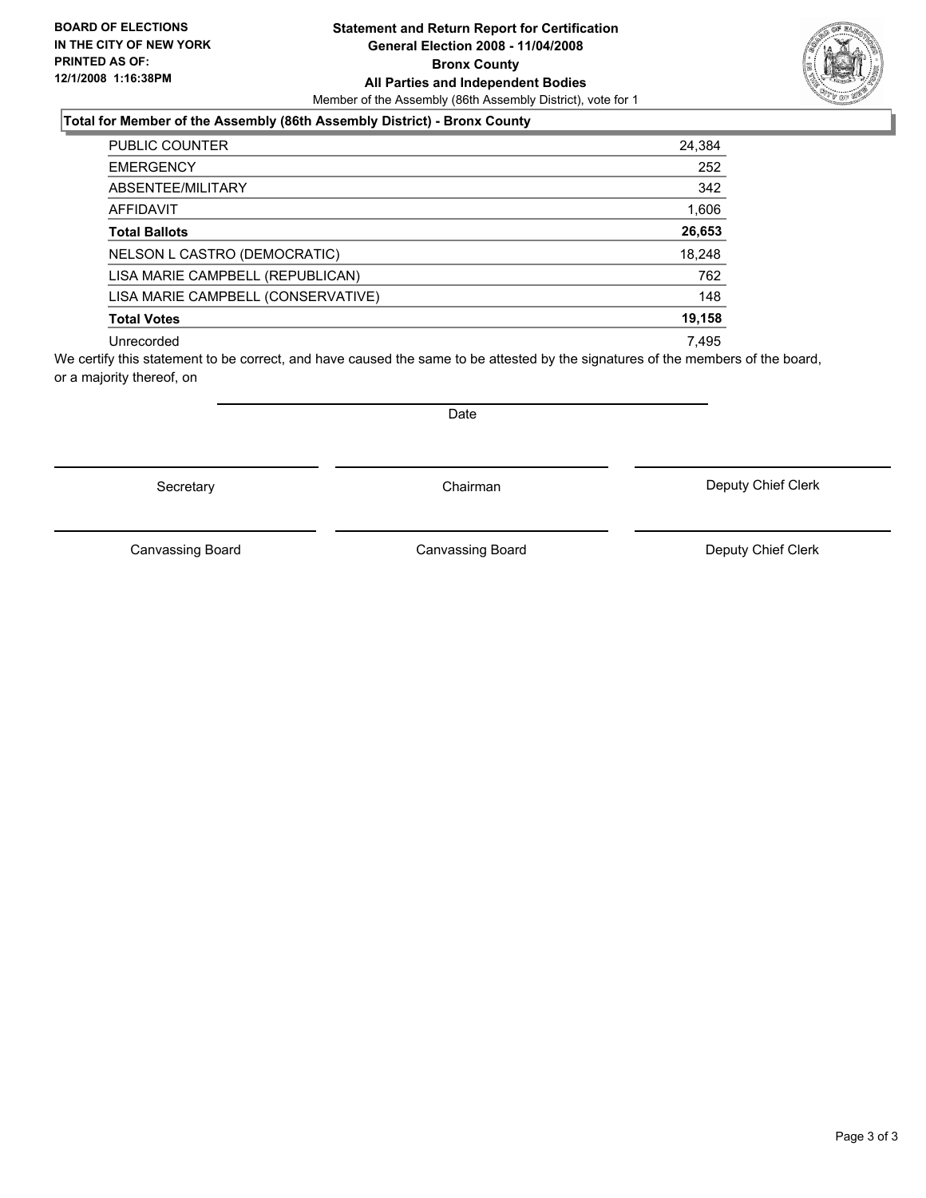**BOARD OF ELECTIONS IN THE CITY OF NEW YORK PRINTED AS OF: 12/1/2008 1:16:38PM**

**Statement and Return Report for Certification**
**General Election 2008 - 11/04/2008**
**Bronx County**
**All Parties and Independent Bodies**
Member of the Assembly (86th Assembly District), vote for 1

### Total for Member of the Assembly (86th Assembly District) - Bronx County

| | |
|---|---|
| PUBLIC COUNTER | 24,384 |
| EMERGENCY | 252 |
| ABSENTEE/MILITARY | 342 |
| AFFIDAVIT | 1,606 |
| **Total Ballots** | **26,653** |
| NELSON L CASTRO (DEMOCRATIC) | 18,248 |
| LISA MARIE CAMPBELL (REPUBLICAN) | 762 |
| LISA MARIE CAMPBELL (CONSERVATIVE) | 148 |
| **Total Votes** | **19,158** |
| Unrecorded | 7,495 |

We certify this statement to be correct, and have caused the same to be attested by the signatures of the members of the board, or a majority thereof, on

Date

Secretary | Chairman | Deputy Chief Clerk

Canvassing Board | Canvassing Board | Deputy Chief Clerk